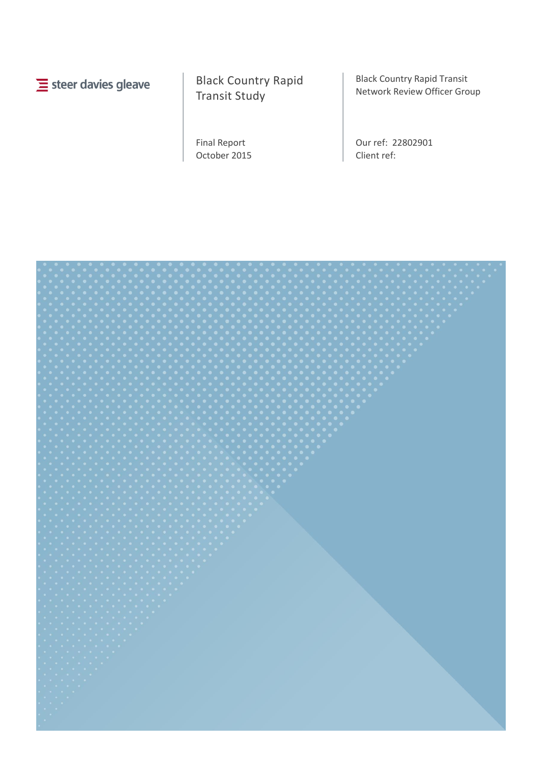steer davies gleave

# Black Country Rapid Transit Study

Final Report
October 2015

Black Country Rapid Transit Network Review Officer Group

Our ref: 22802901
Client ref: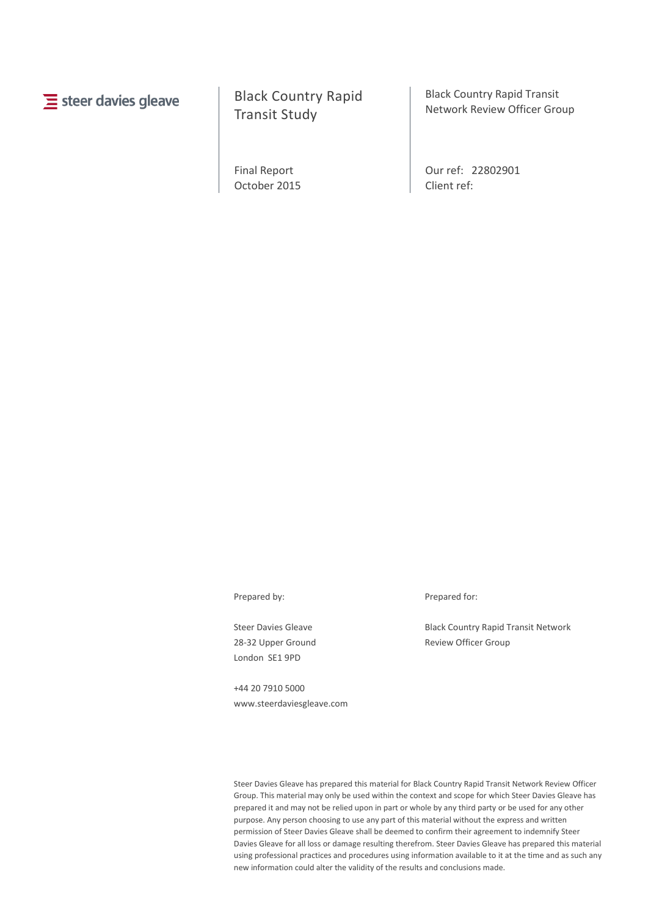steer davies gleave

# Black Country Rapid Transit Study

Final Report
October 2015

Black Country Rapid Transit Network Review Officer Group

Our ref: 22802901
Client ref:

Prepared by:

Steer Davies Gleave
28-32 Upper Ground
London SE1 9PD

+44 20 7910 5000
www.steerdaviesgleave.com

Prepared for:

Black Country Rapid Transit Network Review Officer Group

Steer Davies Gleave has prepared this material for Black Country Rapid Transit Network Review Officer Group. This material may only be used within the context and scope for which Steer Davies Gleave has prepared it and may not be relied upon in part or whole by any third party or be used for any other purpose. Any person choosing to use any part of this material without the express and written permission of Steer Davies Gleave shall be deemed to confirm their agreement to indemnify Steer Davies Gleave for all loss or damage resulting therefrom. Steer Davies Gleave has prepared this material using professional practices and procedures using information available to it at the time and as such any new information could alter the validity of the results and conclusions made.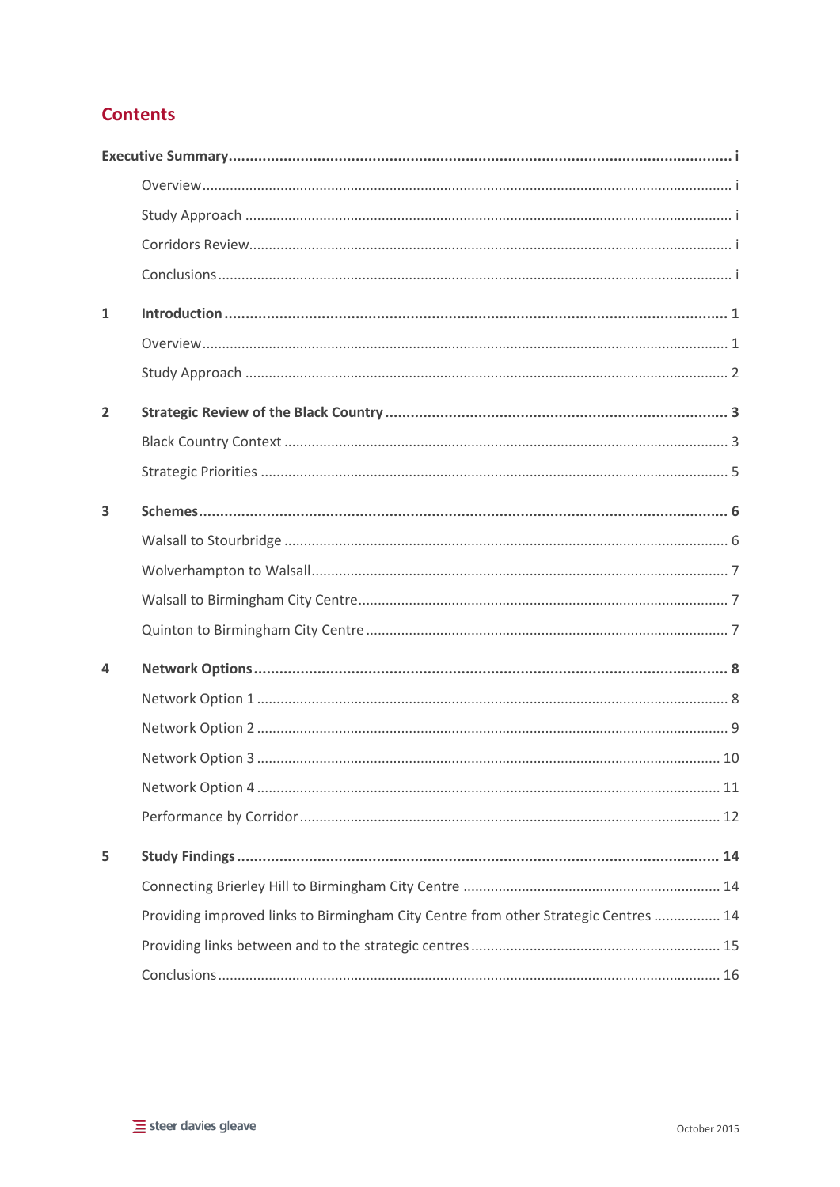# Contents

**Executive Summary** ........ **i**

- Overview ........ i
- Study Approach ........ i
- Corridors Review ........ i
- Conclusions ........ i

**1 Introduction** ........ **1**

- Overview ........ 1
- Study Approach ........ 2

**2 Strategic Review of the Black Country** ........ **3**

- Black Country Context ........ 3
- Strategic Priorities ........ 5

**3 Schemes** ........ **6**

- Walsall to Stourbridge ........ 6
- Wolverhampton to Walsall ........ 7
- Walsall to Birmingham City Centre ........ 7
- Quinton to Birmingham City Centre ........ 7

**4 Network Options** ........ **8**

- Network Option 1 ........ 8
- Network Option 2 ........ 9
- Network Option 3 ........ 10
- Network Option 4 ........ 11
- Performance by Corridor ........ 12

**5 Study Findings** ........ **14**

- Connecting Brierley Hill to Birmingham City Centre ........ 14
- Providing improved links to Birmingham City Centre from other Strategic Centres ........ 14
- Providing links between and to the strategic centres ........ 15
- Conclusions ........ 16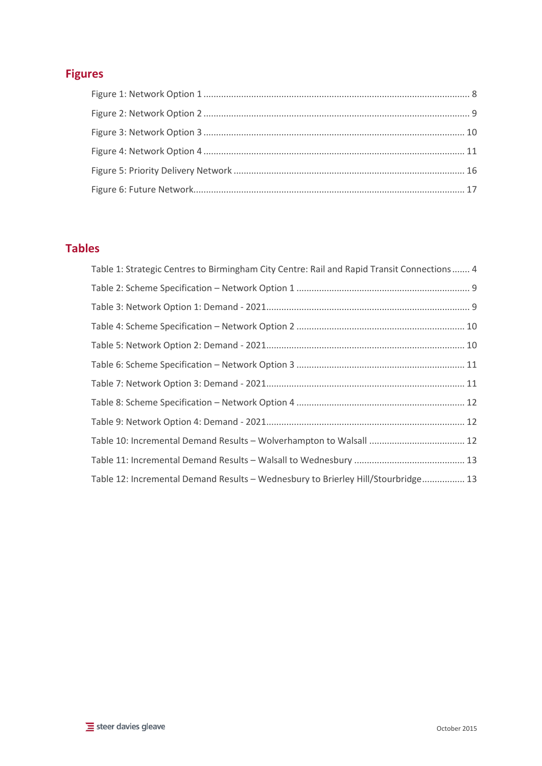## Figures

Figure 1: Network Option 1 .......................................................................................... 8

Figure 2: Network Option 2 .......................................................................................... 9

Figure 3: Network Option 3 .......................................................................................... 10

Figure 4: Network Option 4 .......................................................................................... 11

Figure 5: Priority Delivery Network .............................................................................. 16

Figure 6: Future Network.............................................................................................. 17

## Tables

Table 1: Strategic Centres to Birmingham City Centre: Rail and Rapid Transit Connections ....... 4

Table 2: Scheme Specification – Network Option 1 ........................................................ 9

Table 3: Network Option 1: Demand - 2021.................................................................... 9

Table 4: Scheme Specification – Network Option 2 ........................................................ 10

Table 5: Network Option 2: Demand - 2021.................................................................... 10

Table 6: Scheme Specification – Network Option 3 ........................................................ 11

Table 7: Network Option 3: Demand - 2021.................................................................... 11

Table 8: Scheme Specification – Network Option 4 ........................................................ 12

Table 9: Network Option 4: Demand - 2021.................................................................... 12

Table 10: Incremental Demand Results – Wolverhampton to Walsall ............................ 12

Table 11: Incremental Demand Results – Walsall to Wednesbury ................................. 13

Table 12: Incremental Demand Results – Wednesbury to Brierley Hill/Stourbridge.................. 13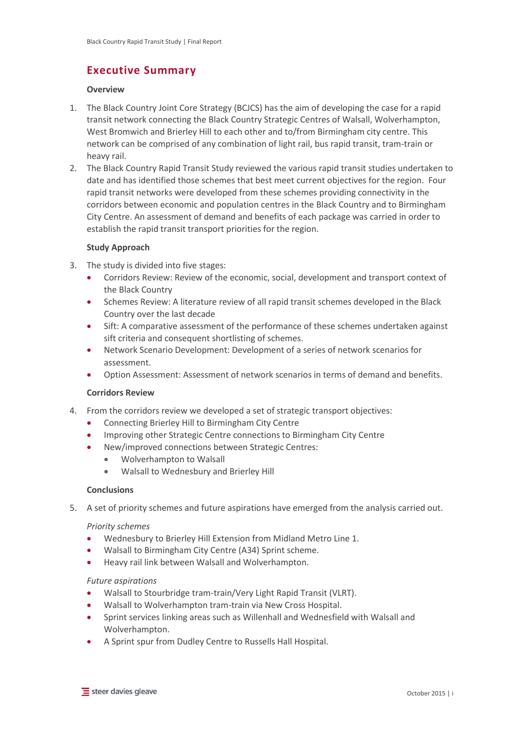## Executive Summary

### Overview

1. The Black Country Joint Core Strategy (BCJCS) has the aim of developing the case for a rapid transit network connecting the Black Country Strategic Centres of Walsall, Wolverhampton, West Bromwich and Brierley Hill to each other and to/from Birmingham city centre. This network can be comprised of any combination of light rail, bus rapid transit, tram-train or heavy rail.
2. The Black Country Rapid Transit Study reviewed the various rapid transit studies undertaken to date and has identified those schemes that best meet current objectives for the region. Four rapid transit networks were developed from these schemes providing connectivity in the corridors between economic and population centres in the Black Country and to Birmingham City Centre. An assessment of demand and benefits of each package was carried in order to establish the rapid transit transport priorities for the region.

### Study Approach

3. The study is divided into five stages:
   - Corridors Review: Review of the economic, social, development and transport context of the Black Country
   - Schemes Review: A literature review of all rapid transit schemes developed in the Black Country over the last decade
   - Sift: A comparative assessment of the performance of these schemes undertaken against sift criteria and consequent shortlisting of schemes.
   - Network Scenario Development: Development of a series of network scenarios for assessment.
   - Option Assessment: Assessment of network scenarios in terms of demand and benefits.

### Corridors Review

4. From the corridors review we developed a set of strategic transport objectives:
   - Connecting Brierley Hill to Birmingham City Centre
   - Improving other Strategic Centre connections to Birmingham City Centre
   - New/improved connections between Strategic Centres:
     - Wolverhampton to Walsall
     - Walsall to Wednesbury and Brierley Hill

### Conclusions

5. A set of priority schemes and future aspirations have emerged from the analysis carried out.

*Priority schemes*

- Wednesbury to Brierley Hill Extension from Midland Metro Line 1.
- Walsall to Birmingham City Centre (A34) Sprint scheme.
- Heavy rail link between Walsall and Wolverhampton.

*Future aspirations*

- Walsall to Stourbridge tram-train/Very Light Rapid Transit (VLRT).
- Walsall to Wolverhampton tram-train via New Cross Hospital.
- Sprint services linking areas such as Willenhall and Wednesfield with Walsall and Wolverhampton.
- A Sprint spur from Dudley Centre to Russells Hall Hospital.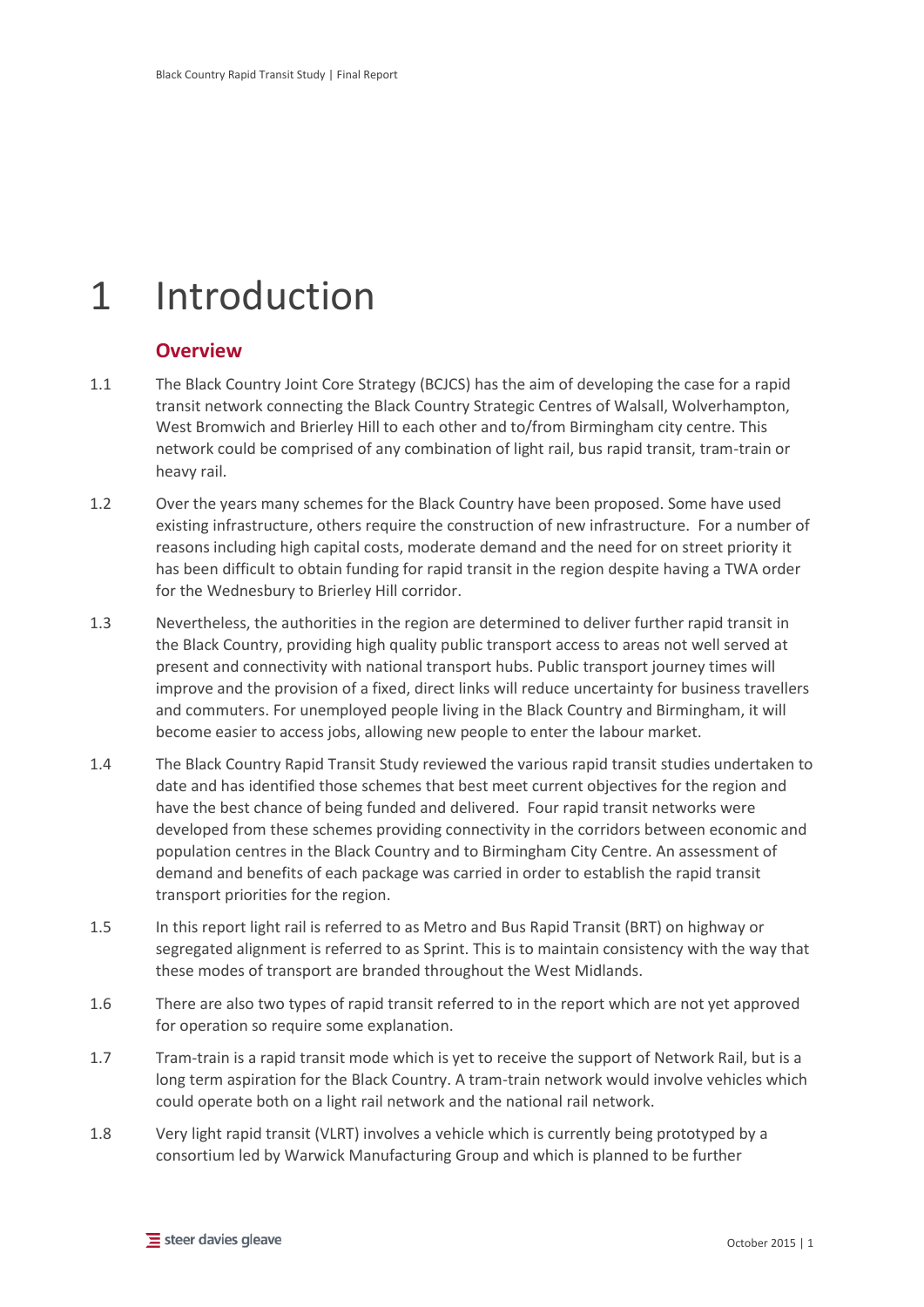# 1 Introduction

## Overview

1.1 The Black Country Joint Core Strategy (BCJCS) has the aim of developing the case for a rapid transit network connecting the Black Country Strategic Centres of Walsall, Wolverhampton, West Bromwich and Brierley Hill to each other and to/from Birmingham city centre. This network could be comprised of any combination of light rail, bus rapid transit, tram-train or heavy rail.

1.2 Over the years many schemes for the Black Country have been proposed. Some have used existing infrastructure, others require the construction of new infrastructure. For a number of reasons including high capital costs, moderate demand and the need for on street priority it has been difficult to obtain funding for rapid transit in the region despite having a TWA order for the Wednesbury to Brierley Hill corridor.

1.3 Nevertheless, the authorities in the region are determined to deliver further rapid transit in the Black Country, providing high quality public transport access to areas not well served at present and connectivity with national transport hubs. Public transport journey times will improve and the provision of a fixed, direct links will reduce uncertainty for business travellers and commuters. For unemployed people living in the Black Country and Birmingham, it will become easier to access jobs, allowing new people to enter the labour market.

1.4 The Black Country Rapid Transit Study reviewed the various rapid transit studies undertaken to date and has identified those schemes that best meet current objectives for the region and have the best chance of being funded and delivered. Four rapid transit networks were developed from these schemes providing connectivity in the corridors between economic and population centres in the Black Country and to Birmingham City Centre. An assessment of demand and benefits of each package was carried in order to establish the rapid transit transport priorities for the region.

1.5 In this report light rail is referred to as Metro and Bus Rapid Transit (BRT) on highway or segregated alignment is referred to as Sprint. This is to maintain consistency with the way that these modes of transport are branded throughout the West Midlands.

1.6 There are also two types of rapid transit referred to in the report which are not yet approved for operation so require some explanation.

1.7 Tram-train is a rapid transit mode which is yet to receive the support of Network Rail, but is a long term aspiration for the Black Country. A tram-train network would involve vehicles which could operate both on a light rail network and the national rail network.

1.8 Very light rapid transit (VLRT) involves a vehicle which is currently being prototyped by a consortium led by Warwick Manufacturing Group and which is planned to be further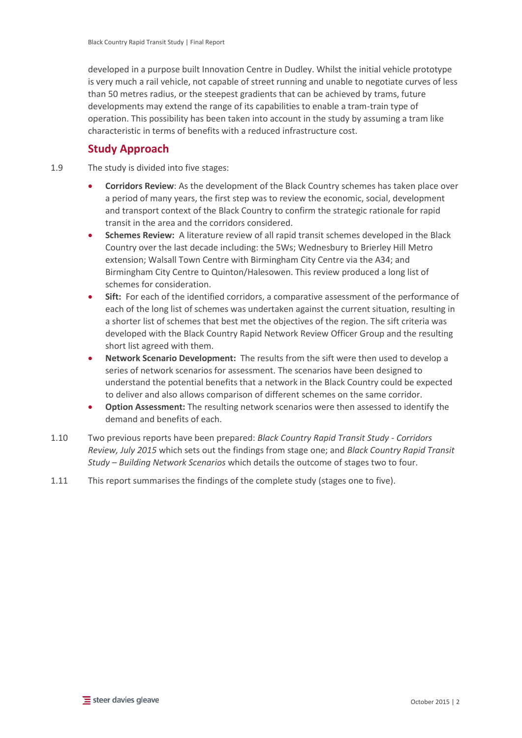developed in a purpose built Innovation Centre in Dudley. Whilst the initial vehicle prototype is very much a rail vehicle, not capable of street running and unable to negotiate curves of less than 50 metres radius, or the steepest gradients that can be achieved by trams, future developments may extend the range of its capabilities to enable a tram-train type of operation. This possibility has been taken into account in the study by assuming a tram like characteristic in terms of benefits with a reduced infrastructure cost.

## Study Approach

1.9 The study is divided into five stages:

- **Corridors Review**: As the development of the Black Country schemes has taken place over a period of many years, the first step was to review the economic, social, development and transport context of the Black Country to confirm the strategic rationale for rapid transit in the area and the corridors considered.
- **Schemes Review:** A literature review of all rapid transit schemes developed in the Black Country over the last decade including: the 5Ws; Wednesbury to Brierley Hill Metro extension; Walsall Town Centre with Birmingham City Centre via the A34; and Birmingham City Centre to Quinton/Halesowen. This review produced a long list of schemes for consideration.
- **Sift:** For each of the identified corridors, a comparative assessment of the performance of each of the long list of schemes was undertaken against the current situation, resulting in a shorter list of schemes that best met the objectives of the region. The sift criteria was developed with the Black Country Rapid Network Review Officer Group and the resulting short list agreed with them.
- **Network Scenario Development:** The results from the sift were then used to develop a series of network scenarios for assessment. The scenarios have been designed to understand the potential benefits that a network in the Black Country could be expected to deliver and also allows comparison of different schemes on the same corridor.
- **Option Assessment:** The resulting network scenarios were then assessed to identify the demand and benefits of each.

1.10 Two previous reports have been prepared: *Black Country Rapid Transit Study - Corridors Review, July 2015* which sets out the findings from stage one; and *Black Country Rapid Transit Study – Building Network Scenarios* which details the outcome of stages two to four.

1.11 This report summarises the findings of the complete study (stages one to five).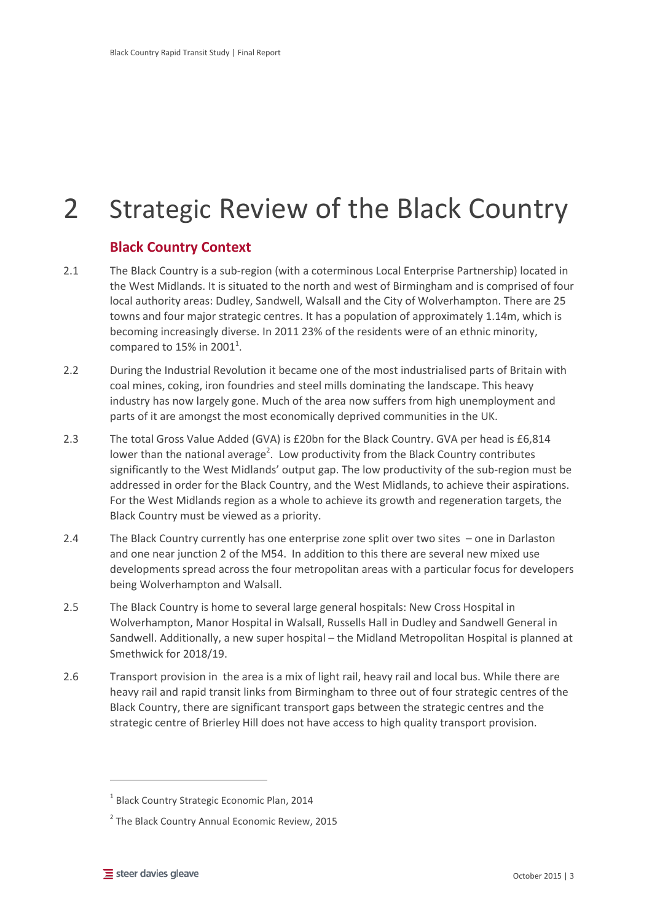# 2 Strategic Review of the Black Country

## Black Country Context

2.1 The Black Country is a sub-region (with a coterminous Local Enterprise Partnership) located in the West Midlands. It is situated to the north and west of Birmingham and is comprised of four local authority areas: Dudley, Sandwell, Walsall and the City of Wolverhampton. There are 25 towns and four major strategic centres. It has a population of approximately 1.14m, which is becoming increasingly diverse. In 2011 23% of the residents were of an ethnic minority, compared to 15% in 2001[1].

2.2 During the Industrial Revolution it became one of the most industrialised parts of Britain with coal mines, coking, iron foundries and steel mills dominating the landscape. This heavy industry has now largely gone. Much of the area now suffers from high unemployment and parts of it are amongst the most economically deprived communities in the UK.

2.3 The total Gross Value Added (GVA) is £20bn for the Black Country. GVA per head is £6,814 lower than the national average[2]. Low productivity from the Black Country contributes significantly to the West Midlands' output gap. The low productivity of the sub-region must be addressed in order for the Black Country, and the West Midlands, to achieve their aspirations. For the West Midlands region as a whole to achieve its growth and regeneration targets, the Black Country must be viewed as a priority.

2.4 The Black Country currently has one enterprise zone split over two sites – one in Darlaston and one near junction 2 of the M54. In addition to this there are several new mixed use developments spread across the four metropolitan areas with a particular focus for developers being Wolverhampton and Walsall.

2.5 The Black Country is home to several large general hospitals: New Cross Hospital in Wolverhampton, Manor Hospital in Walsall, Russells Hall in Dudley and Sandwell General in Sandwell. Additionally, a new super hospital – the Midland Metropolitan Hospital is planned at Smethwick for 2018/19.

2.6 Transport provision in the area is a mix of light rail, heavy rail and local bus. While there are heavy rail and rapid transit links from Birmingham to three out of four strategic centres of the Black Country, there are significant transport gaps between the strategic centres and the strategic centre of Brierley Hill does not have access to high quality transport provision.

---

[1] Black Country Strategic Economic Plan, 2014

[2] The Black Country Annual Economic Review, 2015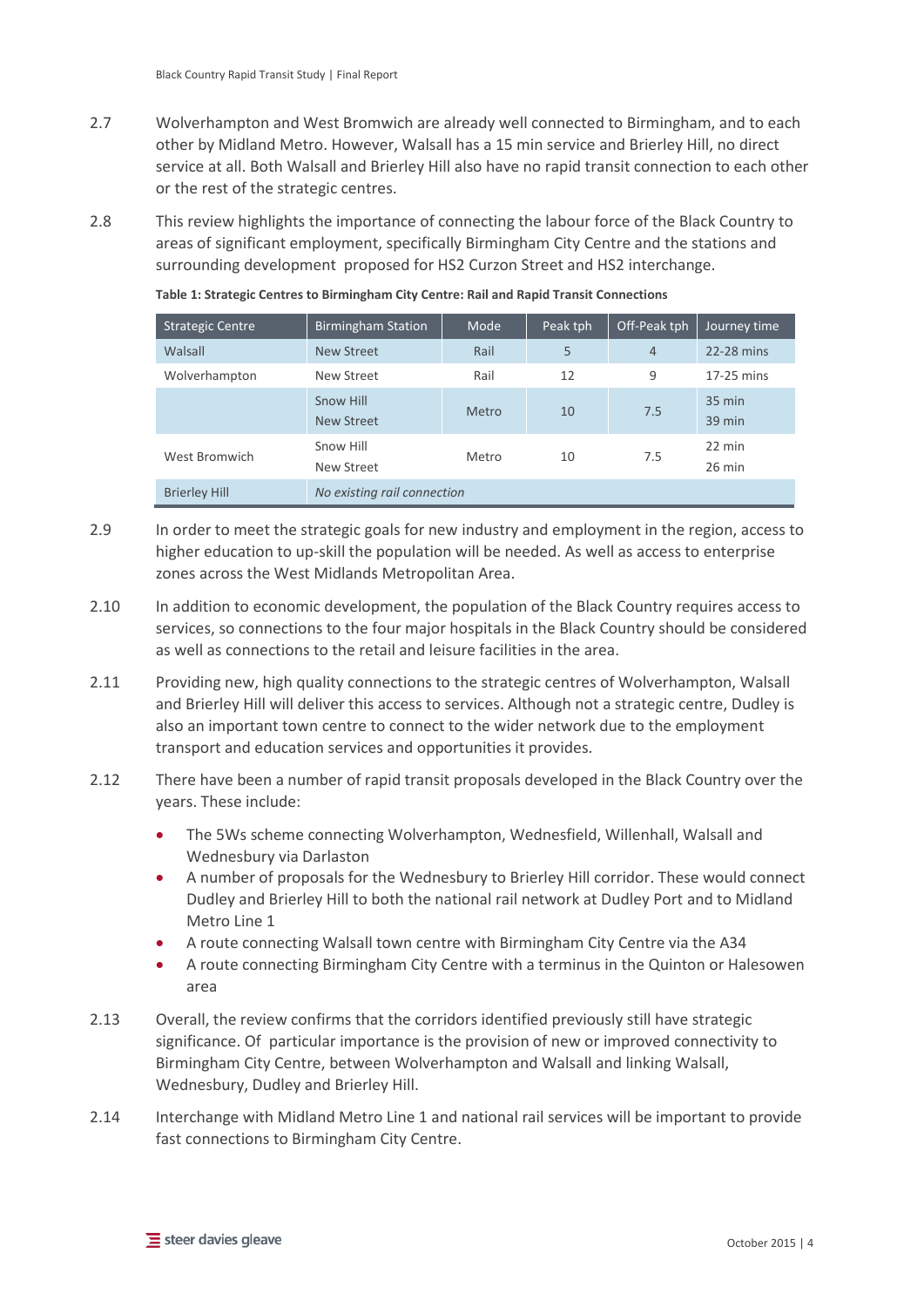2.7 Wolverhampton and West Bromwich are already well connected to Birmingham, and to each other by Midland Metro. However, Walsall has a 15 min service and Brierley Hill, no direct service at all. Both Walsall and Brierley Hill also have no rapid transit connection to each other or the rest of the strategic centres.

2.8 This review highlights the importance of connecting the labour force of the Black Country to areas of significant employment, specifically Birmingham City Centre and the stations and surrounding development proposed for HS2 Curzon Street and HS2 interchange.

**Table 1: Strategic Centres to Birmingham City Centre: Rail and Rapid Transit Connections**

| Strategic Centre | Birmingham Station | Mode | Peak tph | Off-Peak tph | Journey time |
|---|---|---|---|---|---|
| Walsall | New Street | Rail | 5 | 4 | 22-28 mins |
| Wolverhampton | New Street | Rail | 12 | 9 | 17-25 mins |
| | Snow Hill<br>New Street | Metro | 10 | 7.5 | 35 min<br>39 min |
| West Bromwich | Snow Hill<br>New Street | Metro | 10 | 7.5 | 22 min<br>26 min |
| Brierley Hill | *No existing rail connection* | | | | |

2.9 In order to meet the strategic goals for new industry and employment in the region, access to higher education to up-skill the population will be needed. As well as access to enterprise zones across the West Midlands Metropolitan Area.

2.10 In addition to economic development, the population of the Black Country requires access to services, so connections to the four major hospitals in the Black Country should be considered as well as connections to the retail and leisure facilities in the area.

2.11 Providing new, high quality connections to the strategic centres of Wolverhampton, Walsall and Brierley Hill will deliver this access to services. Although not a strategic centre, Dudley is also an important town centre to connect to the wider network due to the employment transport and education services and opportunities it provides.

2.12 There have been a number of rapid transit proposals developed in the Black Country over the years. These include:

- The 5Ws scheme connecting Wolverhampton, Wednesfield, Willenhall, Walsall and Wednesbury via Darlaston
- A number of proposals for the Wednesbury to Brierley Hill corridor. These would connect Dudley and Brierley Hill to both the national rail network at Dudley Port and to Midland Metro Line 1
- A route connecting Walsall town centre with Birmingham City Centre via the A34
- A route connecting Birmingham City Centre with a terminus in the Quinton or Halesowen area

2.13 Overall, the review confirms that the corridors identified previously still have strategic significance. Of particular importance is the provision of new or improved connectivity to Birmingham City Centre, between Wolverhampton and Walsall and linking Walsall, Wednesbury, Dudley and Brierley Hill.

2.14 Interchange with Midland Metro Line 1 and national rail services will be important to provide fast connections to Birmingham City Centre.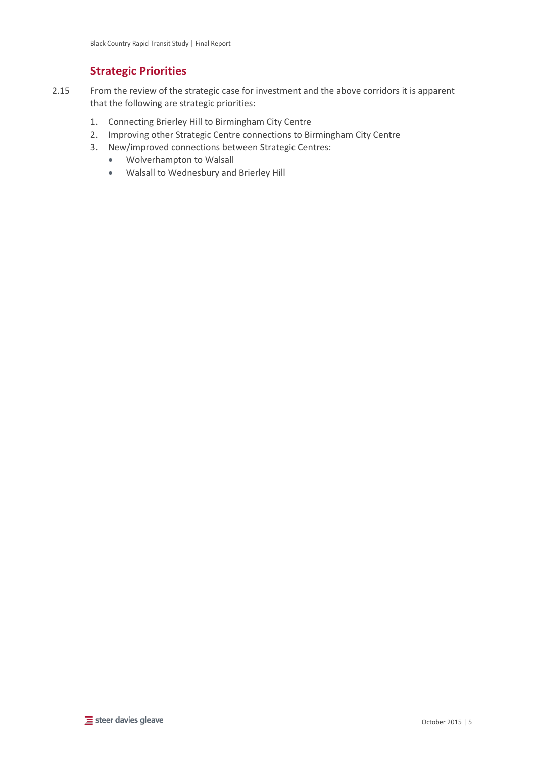## Strategic Priorities

2.15 From the review of the strategic case for investment and the above corridors it is apparent that the following are strategic priorities:

1. Connecting Brierley Hill to Birmingham City Centre
2. Improving other Strategic Centre connections to Birmingham City Centre
3. New/improved connections between Strategic Centres:
   - Wolverhampton to Walsall
   - Walsall to Wednesbury and Brierley Hill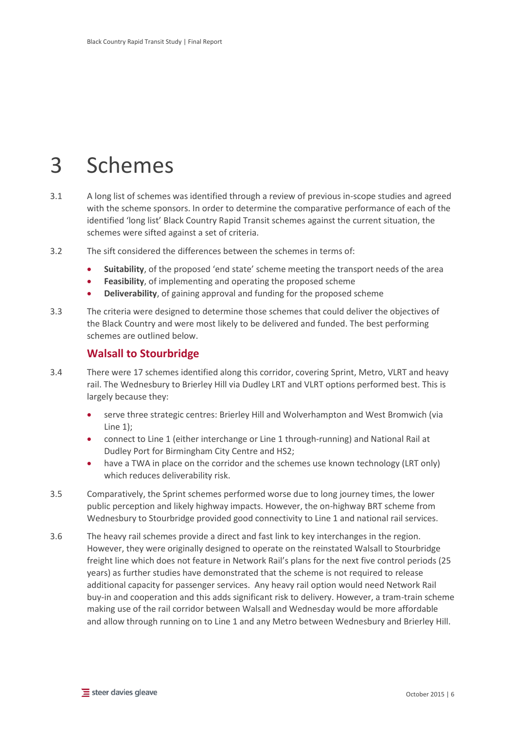# 3 Schemes

3.1 A long list of schemes was identified through a review of previous in-scope studies and agreed with the scheme sponsors. In order to determine the comparative performance of each of the identified 'long list' Black Country Rapid Transit schemes against the current situation, the schemes were sifted against a set of criteria.

3.2 The sift considered the differences between the schemes in terms of:

- **Suitability**, of the proposed 'end state' scheme meeting the transport needs of the area
- **Feasibility**, of implementing and operating the proposed scheme
- **Deliverability**, of gaining approval and funding for the proposed scheme

3.3 The criteria were designed to determine those schemes that could deliver the objectives of the Black Country and were most likely to be delivered and funded. The best performing schemes are outlined below.

## Walsall to Stourbridge

3.4 There were 17 schemes identified along this corridor, covering Sprint, Metro, VLRT and heavy rail. The Wednesbury to Brierley Hill via Dudley LRT and VLRT options performed best. This is largely because they:

- serve three strategic centres: Brierley Hill and Wolverhampton and West Bromwich (via Line 1);
- connect to Line 1 (either interchange or Line 1 through-running) and National Rail at Dudley Port for Birmingham City Centre and HS2;
- have a TWA in place on the corridor and the schemes use known technology (LRT only) which reduces deliverability risk.

3.5 Comparatively, the Sprint schemes performed worse due to long journey times, the lower public perception and likely highway impacts. However, the on-highway BRT scheme from Wednesbury to Stourbridge provided good connectivity to Line 1 and national rail services.

3.6 The heavy rail schemes provide a direct and fast link to key interchanges in the region. However, they were originally designed to operate on the reinstated Walsall to Stourbridge freight line which does not feature in Network Rail's plans for the next five control periods (25 years) as further studies have demonstrated that the scheme is not required to release additional capacity for passenger services. Any heavy rail option would need Network Rail buy-in and cooperation and this adds significant risk to delivery. However, a tram-train scheme making use of the rail corridor between Walsall and Wednesday would be more affordable and allow through running on to Line 1 and any Metro between Wednesbury and Brierley Hill.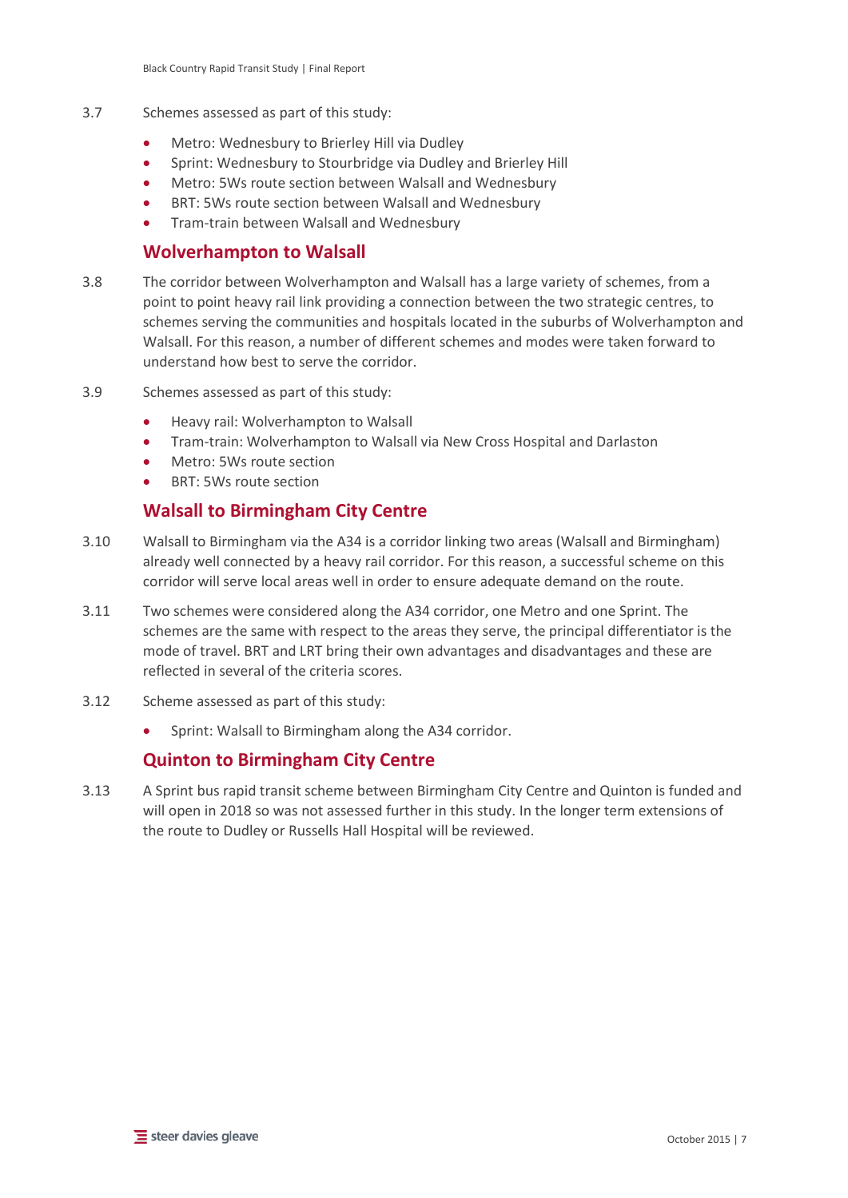3.7 Schemes assessed as part of this study:

- Metro: Wednesbury to Brierley Hill via Dudley
- Sprint: Wednesbury to Stourbridge via Dudley and Brierley Hill
- Metro: 5Ws route section between Walsall and Wednesbury
- BRT: 5Ws route section between Walsall and Wednesbury
- Tram-train between Walsall and Wednesbury

## Wolverhampton to Walsall

3.8 The corridor between Wolverhampton and Walsall has a large variety of schemes, from a point to point heavy rail link providing a connection between the two strategic centres, to schemes serving the communities and hospitals located in the suburbs of Wolverhampton and Walsall. For this reason, a number of different schemes and modes were taken forward to understand how best to serve the corridor.

3.9 Schemes assessed as part of this study:

- Heavy rail: Wolverhampton to Walsall
- Tram-train: Wolverhampton to Walsall via New Cross Hospital and Darlaston
- Metro: 5Ws route section
- BRT: 5Ws route section

## Walsall to Birmingham City Centre

3.10 Walsall to Birmingham via the A34 is a corridor linking two areas (Walsall and Birmingham) already well connected by a heavy rail corridor. For this reason, a successful scheme on this corridor will serve local areas well in order to ensure adequate demand on the route.

3.11 Two schemes were considered along the A34 corridor, one Metro and one Sprint. The schemes are the same with respect to the areas they serve, the principal differentiator is the mode of travel. BRT and LRT bring their own advantages and disadvantages and these are reflected in several of the criteria scores.

3.12 Scheme assessed as part of this study:

- Sprint: Walsall to Birmingham along the A34 corridor.

## Quinton to Birmingham City Centre

3.13 A Sprint bus rapid transit scheme between Birmingham City Centre and Quinton is funded and will open in 2018 so was not assessed further in this study. In the longer term extensions of the route to Dudley or Russells Hall Hospital will be reviewed.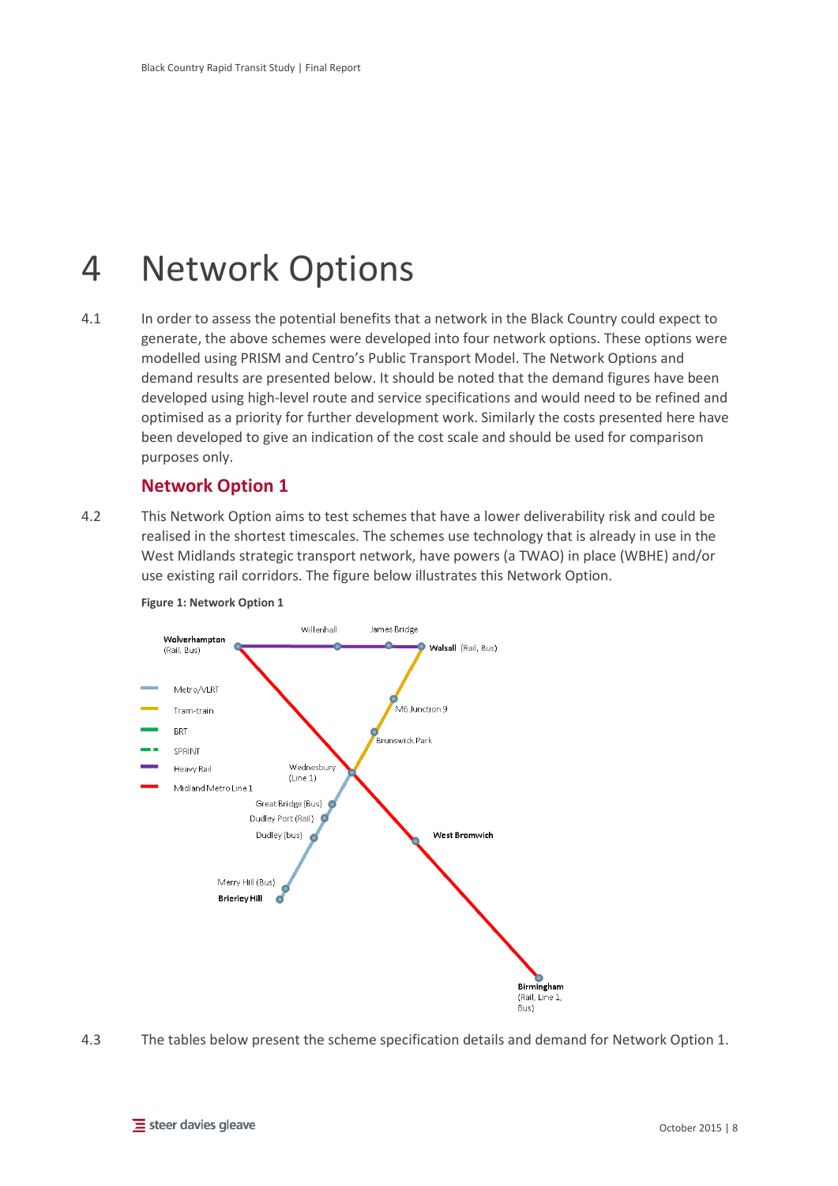# 4 Network Options

4.1 In order to assess the potential benefits that a network in the Black Country could expect to generate, the above schemes were developed into four network options. These options were modelled using PRISM and Centro's Public Transport Model. The Network Options and demand results are presented below. It should be noted that the demand figures have been developed using high-level route and service specifications and would need to be refined and optimised as a priority for further development work. Similarly the costs presented here have been developed to give an indication of the cost scale and should be used for comparison purposes only.

## Network Option 1

4.2 This Network Option aims to test schemes that have a lower deliverability risk and could be realised in the shortest timescales. The schemes use technology that is already in use in the West Midlands strategic transport network, have powers (a TWAO) in place (WBHE) and/or use existing rail corridors. The figure below illustrates this Network Option.

**Figure 1: Network Option 1**

4.3 The tables below present the scheme specification details and demand for Network Option 1.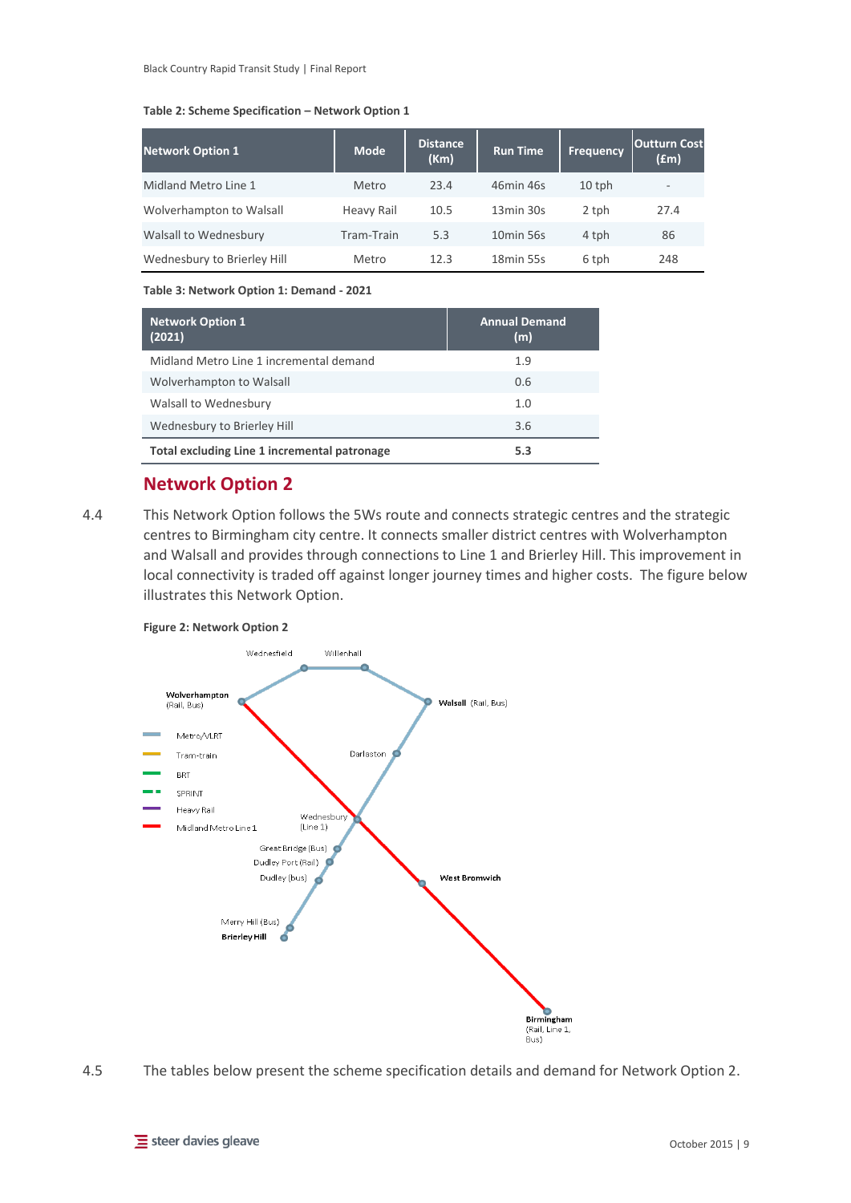**Table 2: Scheme Specification – Network Option 1**

| Network Option 1 | Mode | Distance (Km) | Run Time | Frequency | Outturn Cost (£m) |
|---|---|---|---|---|---|
| Midland Metro Line 1 | Metro | 23.4 | 46min 46s | 10 tph | - |
| Wolverhampton to Walsall | Heavy Rail | 10.5 | 13min 30s | 2 tph | 27.4 |
| Walsall to Wednesbury | Tram-Train | 5.3 | 10min 56s | 4 tph | 86 |
| Wednesbury to Brierley Hill | Metro | 12.3 | 18min 55s | 6 tph | 248 |

**Table 3: Network Option 1: Demand - 2021**

| Network Option 1 (2021) | Annual Demand (m) |
|---|---|
| Midland Metro Line 1 incremental demand | 1.9 |
| Wolverhampton to Walsall | 0.6 |
| Walsall to Wednesbury | 1.0 |
| Wednesbury to Brierley Hill | 3.6 |
| **Total excluding Line 1 incremental patronage** | **5.3** |

## Network Option 2

4.4 This Network Option follows the 5Ws route and connects strategic centres and the strategic centres to Birmingham city centre. It connects smaller district centres with Wolverhampton and Walsall and provides through connections to Line 1 and Brierley Hill. This improvement in local connectivity is traded off against longer journey times and higher costs. The figure below illustrates this Network Option.

**Figure 2: Network Option 2**

Wednesfield, Willenhall, Wolverhampton (Rail, Bus), Walsall (Rail, Bus), Darlaston, Wednesbury (Line 1), Great Bridge (Bus), Dudley Port (Rail), Dudley (bus), Merry Hill (Bus), Brierley Hill, West Bromwich, Birmingham (Rail, Line 1, Bus)

Metro/VLRT, Tram-train, BRT, SPRINT, Heavy Rail, Midland Metro Line 1

4.5 The tables below present the scheme specification details and demand for Network Option 2.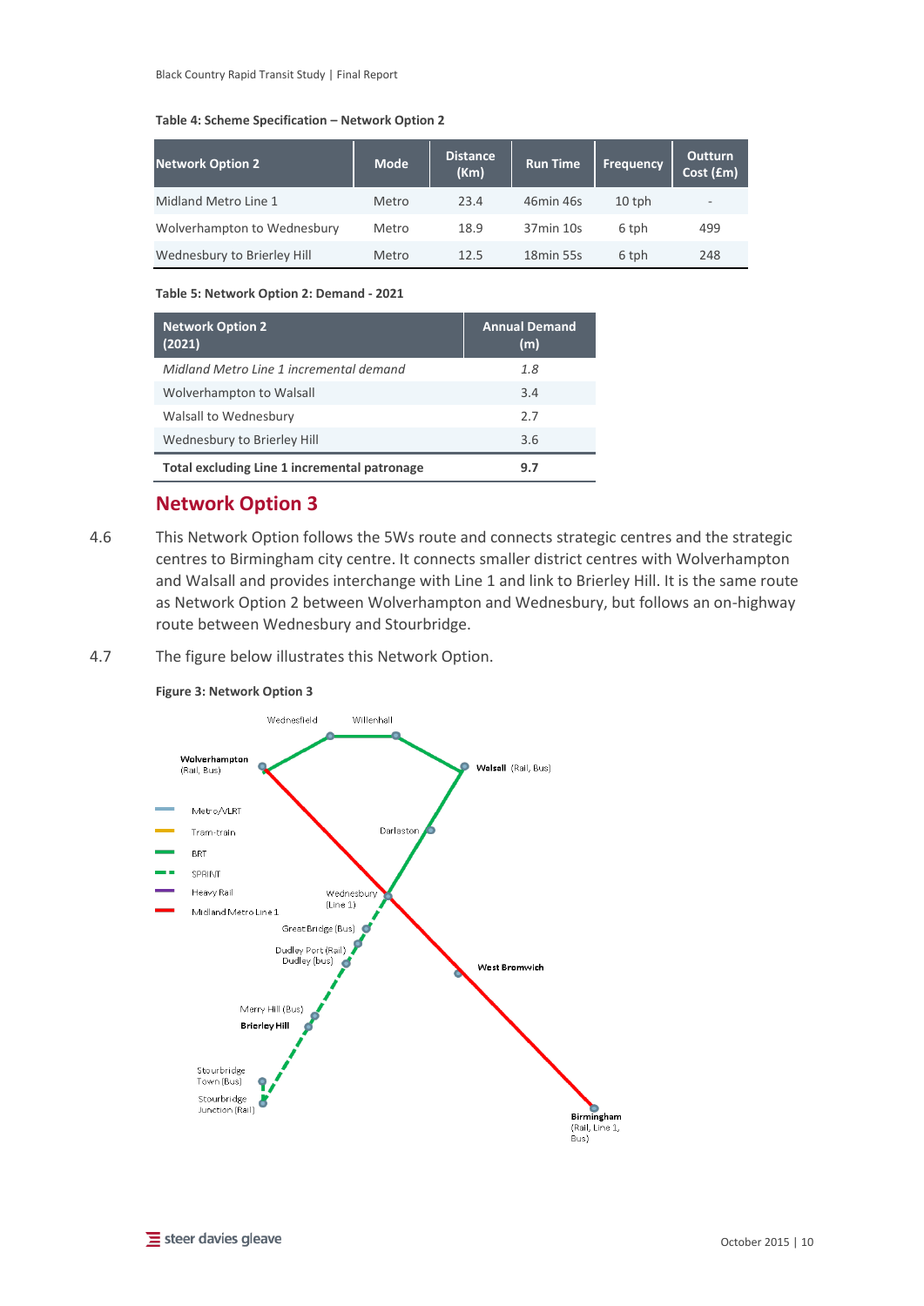**Table 4: Scheme Specification – Network Option 2**

| Network Option 2 | Mode | Distance (Km) | Run Time | Frequency | Outturn Cost (£m) |
|---|---|---|---|---|---|
| Midland Metro Line 1 | Metro | 23.4 | 46min 46s | 10 tph | - |
| Wolverhampton to Wednesbury | Metro | 18.9 | 37min 10s | 6 tph | 499 |
| Wednesbury to Brierley Hill | Metro | 12.5 | 18min 55s | 6 tph | 248 |

**Table 5: Network Option 2: Demand - 2021**

| Network Option 2 (2021) | Annual Demand (m) |
|---|---|
| *Midland Metro Line 1 incremental demand* | *1.8* |
| Wolverhampton to Walsall | 3.4 |
| Walsall to Wednesbury | 2.7 |
| Wednesbury to Brierley Hill | 3.6 |
| **Total excluding Line 1 incremental patronage** | **9.7** |

## Network Option 3

4.6 This Network Option follows the 5Ws route and connects strategic centres and the strategic centres to Birmingham city centre. It connects smaller district centres with Wolverhampton and Walsall and provides interchange with Line 1 and link to Brierley Hill. It is the same route as Network Option 2 between Wolverhampton and Wednesbury, but follows an on-highway route between Wednesbury and Stourbridge.

4.7 The figure below illustrates this Network Option.

**Figure 3: Network Option 3**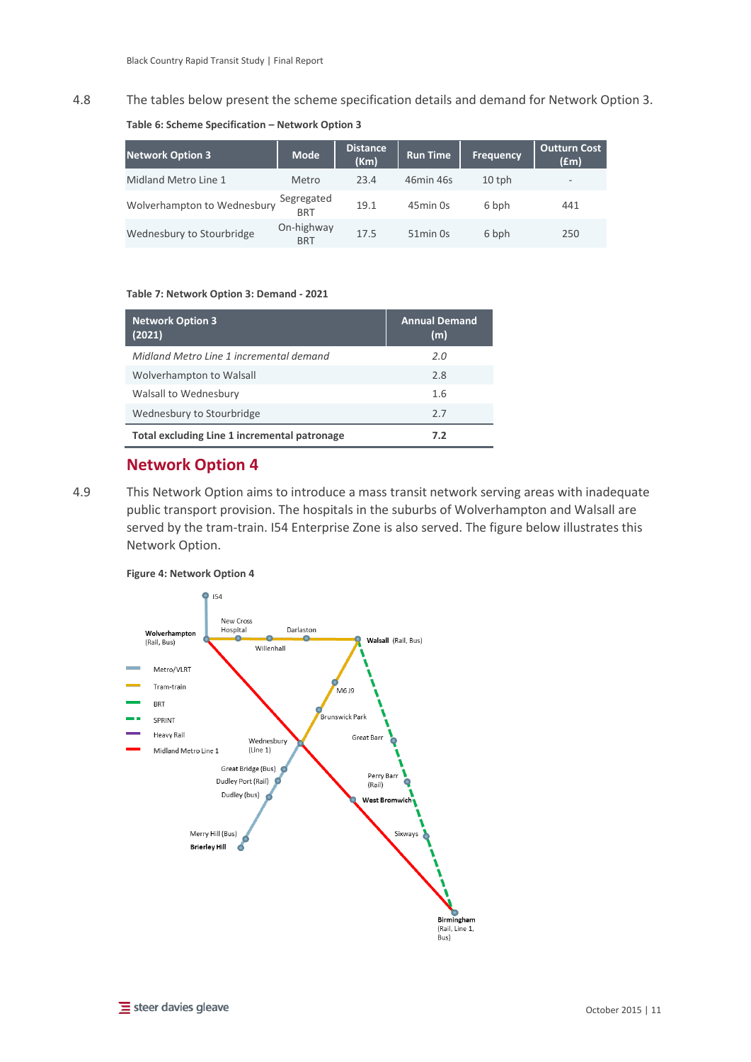4.8 The tables below present the scheme specification details and demand for Network Option 3.

**Table 6: Scheme Specification – Network Option 3**

| Network Option 3 | Mode | Distance (Km) | Run Time | Frequency | Outturn Cost (£m) |
|---|---|---|---|---|---|
| Midland Metro Line 1 | Metro | 23.4 | 46min 46s | 10 tph | - |
| Wolverhampton to Wednesbury | Segregated BRT | 19.1 | 45min 0s | 6 bph | 441 |
| Wednesbury to Stourbridge | On-highway BRT | 17.5 | 51min 0s | 6 bph | 250 |

**Table 7: Network Option 3: Demand - 2021**

| Network Option 3 (2021) | Annual Demand (m) |
|---|---|
| *Midland Metro Line 1 incremental demand* | *2.0* |
| Wolverhampton to Walsall | 2.8 |
| Walsall to Wednesbury | 1.6 |
| Wednesbury to Stourbridge | 2.7 |
| **Total excluding Line 1 incremental patronage** | **7.2** |

## Network Option 4

4.9 This Network Option aims to introduce a mass transit network serving areas with inadequate public transport provision. The hospitals in the suburbs of Wolverhampton and Walsall are served by the tram-train. I54 Enterprise Zone is also served. The figure below illustrates this Network Option.

**Figure 4: Network Option 4**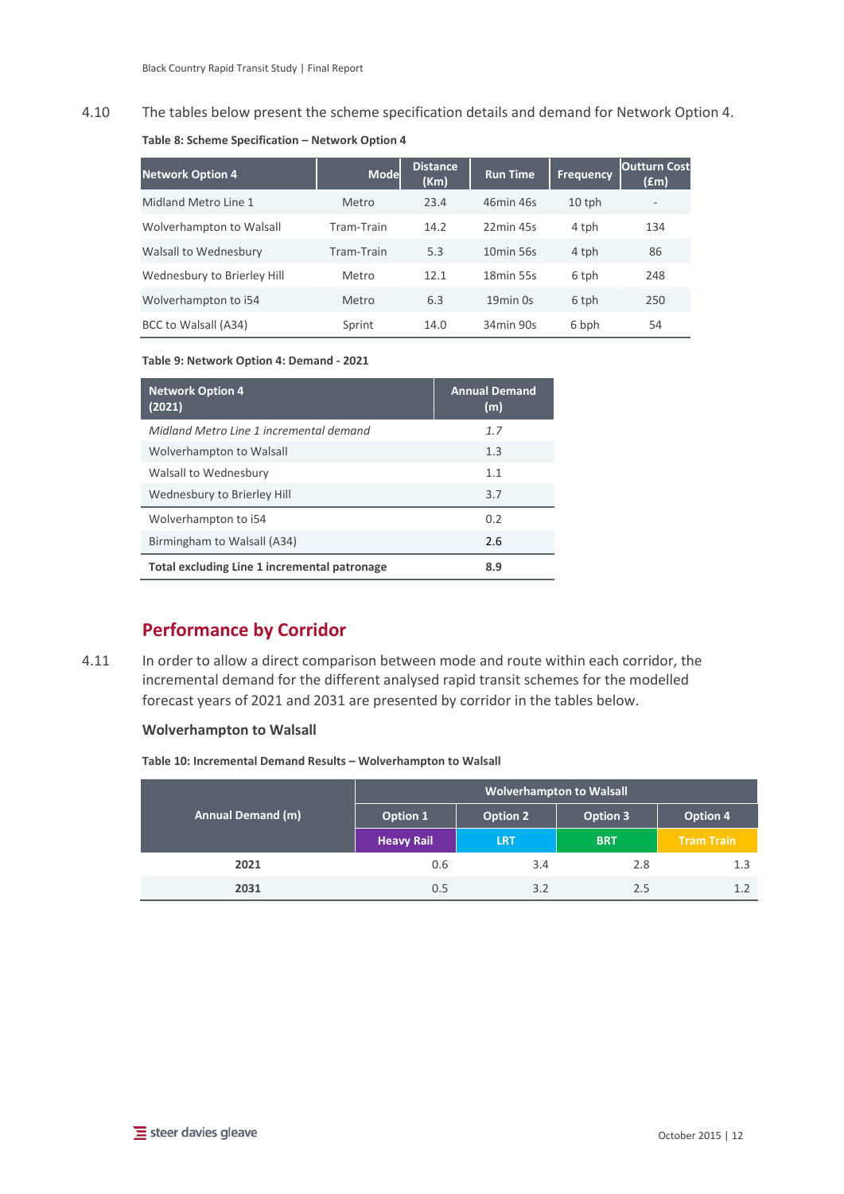4.10 The tables below present the scheme specification details and demand for Network Option 4.

**Table 8: Scheme Specification – Network Option 4**

| Network Option 4 | Mode | Distance (Km) | Run Time | Frequency | Outturn Cost (£m) |
|---|---|---|---|---|---|
| Midland Metro Line 1 | Metro | 23.4 | 46min 46s | 10 tph | - |
| Wolverhampton to Walsall | Tram-Train | 14.2 | 22min 45s | 4 tph | 134 |
| Walsall to Wednesbury | Tram-Train | 5.3 | 10min 56s | 4 tph | 86 |
| Wednesbury to Brierley Hill | Metro | 12.1 | 18min 55s | 6 tph | 248 |
| Wolverhampton to i54 | Metro | 6.3 | 19min 0s | 6 tph | 250 |
| BCC to Walsall (A34) | Sprint | 14.0 | 34min 90s | 6 bph | 54 |

**Table 9: Network Option 4: Demand - 2021**

| Network Option 4 (2021) | Annual Demand (m) |
|---|---|
| *Midland Metro Line 1 incremental demand* | *1.7* |
| Wolverhampton to Walsall | 1.3 |
| Walsall to Wednesbury | 1.1 |
| Wednesbury to Brierley Hill | 3.7 |
| Wolverhampton to i54 | 0.2 |
| Birmingham to Walsall (A34) | 2.6 |
| **Total excluding Line 1 incremental patronage** | **8.9** |

## Performance by Corridor

4.11 In order to allow a direct comparison between mode and route within each corridor, the incremental demand for the different analysed rapid transit schemes for the modelled forecast years of 2021 and 2031 are presented by corridor in the tables below.

### Wolverhampton to Walsall

**Table 10: Incremental Demand Results – Wolverhampton to Walsall**

| Annual Demand (m) | Wolverhampton to Walsall | | | |
|---|---|---|---|---|
| | Option 1 | Option 2 | Option 3 | Option 4 |
| | Heavy Rail | LRT | BRT | Tram Train |
| **2021** | 0.6 | 3.4 | 2.8 | 1.3 |
| **2031** | 0.5 | 3.2 | 2.5 | 1.2 |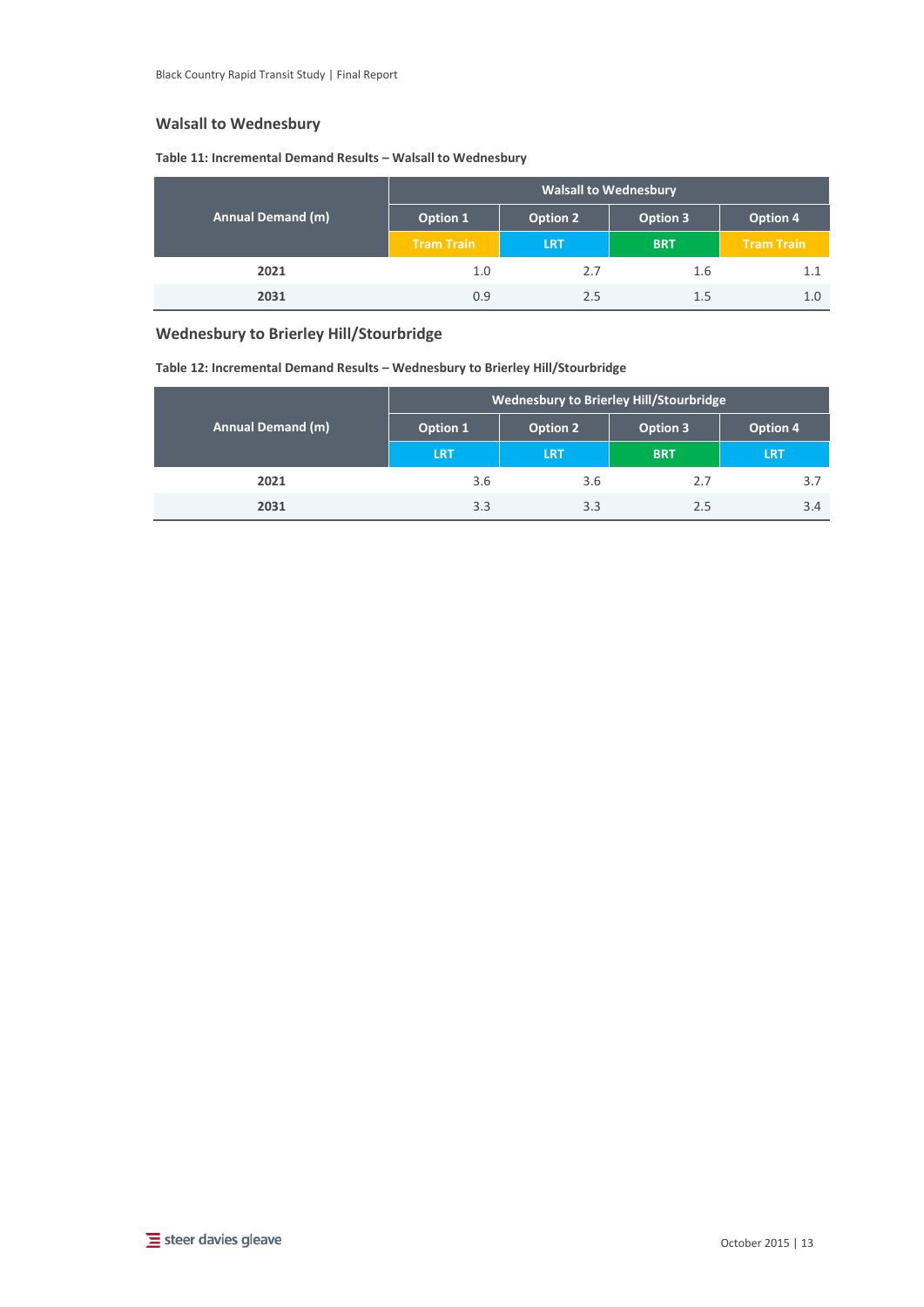## Walsall to Wednesbury

**Table 11: Incremental Demand Results – Walsall to Wednesbury**

| Annual Demand (m) | Walsall to Wednesbury | | | |
|---|---|---|---|---|
| | Option 1 | Option 2 | Option 3 | Option 4 |
| | Tram Train | LRT | BRT | Tram Train |
| **2021** | 1.0 | 2.7 | 1.6 | 1.1 |
| **2031** | 0.9 | 2.5 | 1.5 | 1.0 |

## Wednesbury to Brierley Hill/Stourbridge

**Table 12: Incremental Demand Results – Wednesbury to Brierley Hill/Stourbridge**

| Annual Demand (m) | Wednesbury to Brierley Hill/Stourbridge | | | |
|---|---|---|---|---|
| | Option 1 | Option 2 | Option 3 | Option 4 |
| | LRT | LRT | BRT | LRT |
| **2021** | 3.6 | 3.6 | 2.7 | 3.7 |
| **2031** | 3.3 | 3.3 | 2.5 | 3.4 |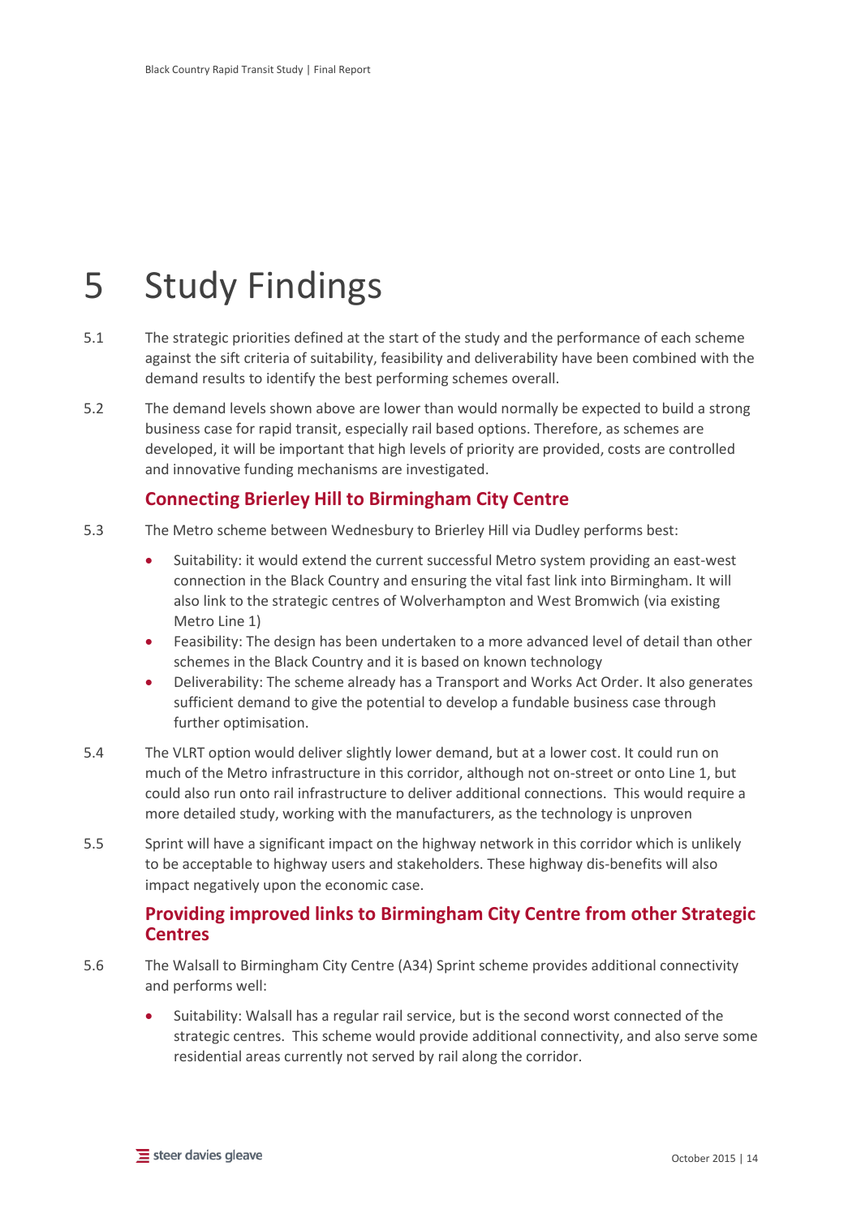# 5 Study Findings

5.1 The strategic priorities defined at the start of the study and the performance of each scheme against the sift criteria of suitability, feasibility and deliverability have been combined with the demand results to identify the best performing schemes overall.

5.2 The demand levels shown above are lower than would normally be expected to build a strong business case for rapid transit, especially rail based options. Therefore, as schemes are developed, it will be important that high levels of priority are provided, costs are controlled and innovative funding mechanisms are investigated.

## Connecting Brierley Hill to Birmingham City Centre

5.3 The Metro scheme between Wednesbury to Brierley Hill via Dudley performs best:

- Suitability: it would extend the current successful Metro system providing an east-west connection in the Black Country and ensuring the vital fast link into Birmingham. It will also link to the strategic centres of Wolverhampton and West Bromwich (via existing Metro Line 1)
- Feasibility: The design has been undertaken to a more advanced level of detail than other schemes in the Black Country and it is based on known technology
- Deliverability: The scheme already has a Transport and Works Act Order. It also generates sufficient demand to give the potential to develop a fundable business case through further optimisation.

5.4 The VLRT option would deliver slightly lower demand, but at a lower cost. It could run on much of the Metro infrastructure in this corridor, although not on-street or onto Line 1, but could also run onto rail infrastructure to deliver additional connections. This would require a more detailed study, working with the manufacturers, as the technology is unproven

5.5 Sprint will have a significant impact on the highway network in this corridor which is unlikely to be acceptable to highway users and stakeholders. These highway dis-benefits will also impact negatively upon the economic case.

## Providing improved links to Birmingham City Centre from other Strategic Centres

5.6 The Walsall to Birmingham City Centre (A34) Sprint scheme provides additional connectivity and performs well:

- Suitability: Walsall has a regular rail service, but is the second worst connected of the strategic centres. This scheme would provide additional connectivity, and also serve some residential areas currently not served by rail along the corridor.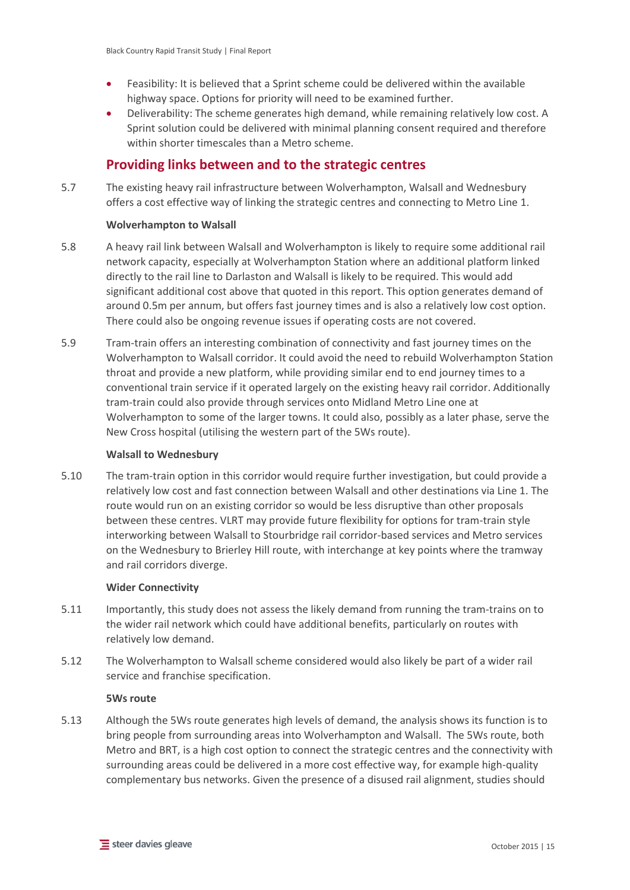- Feasibility: It is believed that a Sprint scheme could be delivered within the available highway space. Options for priority will need to be examined further.
- Deliverability: The scheme generates high demand, while remaining relatively low cost. A Sprint solution could be delivered with minimal planning consent required and therefore within shorter timescales than a Metro scheme.

## Providing links between and to the strategic centres

5.7 The existing heavy rail infrastructure between Wolverhampton, Walsall and Wednesbury offers a cost effective way of linking the strategic centres and connecting to Metro Line 1.

**Wolverhampton to Walsall**

5.8 A heavy rail link between Walsall and Wolverhampton is likely to require some additional rail network capacity, especially at Wolverhampton Station where an additional platform linked directly to the rail line to Darlaston and Walsall is likely to be required. This would add significant additional cost above that quoted in this report. This option generates demand of around 0.5m per annum, but offers fast journey times and is also a relatively low cost option. There could also be ongoing revenue issues if operating costs are not covered.

5.9 Tram-train offers an interesting combination of connectivity and fast journey times on the Wolverhampton to Walsall corridor. It could avoid the need to rebuild Wolverhampton Station throat and provide a new platform, while providing similar end to end journey times to a conventional train service if it operated largely on the existing heavy rail corridor. Additionally tram-train could also provide through services onto Midland Metro Line one at Wolverhampton to some of the larger towns. It could also, possibly as a later phase, serve the New Cross hospital (utilising the western part of the 5Ws route).

**Walsall to Wednesbury**

5.10 The tram-train option in this corridor would require further investigation, but could provide a relatively low cost and fast connection between Walsall and other destinations via Line 1. The route would run on an existing corridor so would be less disruptive than other proposals between these centres. VLRT may provide future flexibility for options for tram-train style interworking between Walsall to Stourbridge rail corridor-based services and Metro services on the Wednesbury to Brierley Hill route, with interchange at key points where the tramway and rail corridors diverge.

**Wider Connectivity**

5.11 Importantly, this study does not assess the likely demand from running the tram-trains on to the wider rail network which could have additional benefits, particularly on routes with relatively low demand.

5.12 The Wolverhampton to Walsall scheme considered would also likely be part of a wider rail service and franchise specification.

**5Ws route**

5.13 Although the 5Ws route generates high levels of demand, the analysis shows its function is to bring people from surrounding areas into Wolverhampton and Walsall. The 5Ws route, both Metro and BRT, is a high cost option to connect the strategic centres and the connectivity with surrounding areas could be delivered in a more cost effective way, for example high-quality complementary bus networks. Given the presence of a disused rail alignment, studies should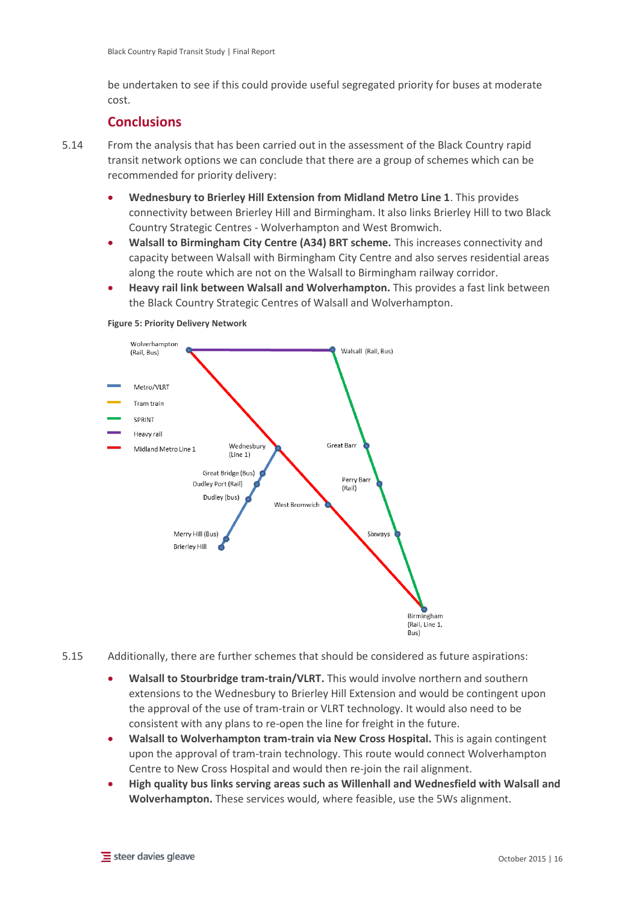be undertaken to see if this could provide useful segregated priority for buses at moderate cost.

## Conclusions

5.14 From the analysis that has been carried out in the assessment of the Black Country rapid transit network options we can conclude that there are a group of schemes which can be recommended for priority delivery:

- **Wednesbury to Brierley Hill Extension from Midland Metro Line 1**. This provides connectivity between Brierley Hill and Birmingham. It also links Brierley Hill to two Black Country Strategic Centres - Wolverhampton and West Bromwich.
- **Walsall to Birmingham City Centre (A34) BRT scheme.** This increases connectivity and capacity between Walsall with Birmingham City Centre and also serves residential areas along the route which are not on the Walsall to Birmingham railway corridor.
- **Heavy rail link between Walsall and Wolverhampton.** This provides a fast link between the Black Country Strategic Centres of Walsall and Wolverhampton.

**Figure 5: Priority Delivery Network**

5.15 Additionally, there are further schemes that should be considered as future aspirations:

- **Walsall to Stourbridge tram-train/VLRT.** This would involve northern and southern extensions to the Wednesbury to Brierley Hill Extension and would be contingent upon the approval of the use of tram-train or VLRT technology. It would also need to be consistent with any plans to re-open the line for freight in the future.
- **Walsall to Wolverhampton tram-train via New Cross Hospital.** This is again contingent upon the approval of tram-train technology. This route would connect Wolverhampton Centre to New Cross Hospital and would then re-join the rail alignment.
- **High quality bus links serving areas such as Willenhall and Wednesfield with Walsall and Wolverhampton.** These services would, where feasible, use the 5Ws alignment.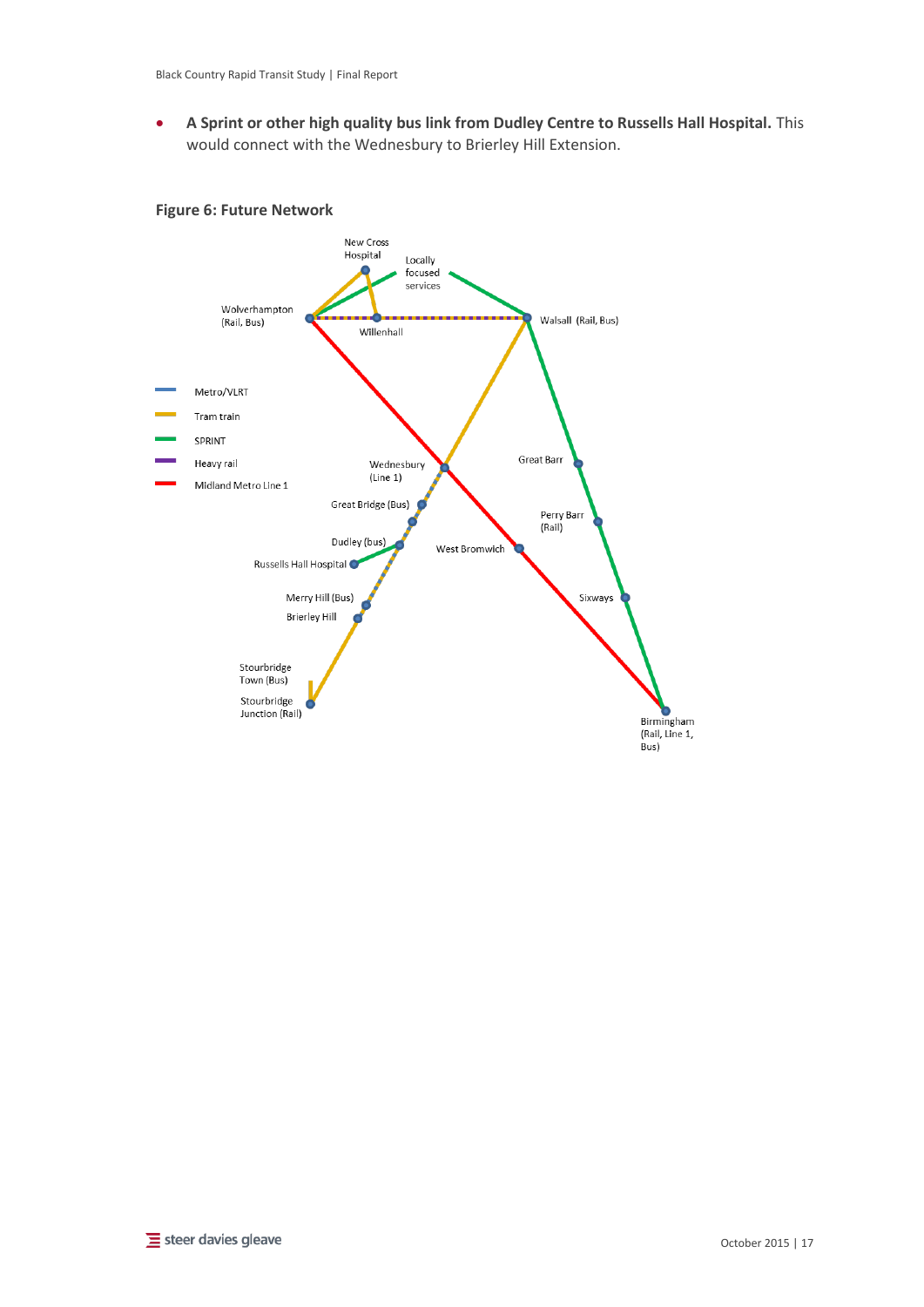- **A Sprint or other high quality bus link from Dudley Centre to Russells Hall Hospital.** This would connect with the Wednesbury to Brierley Hill Extension.

**Figure 6: Future Network**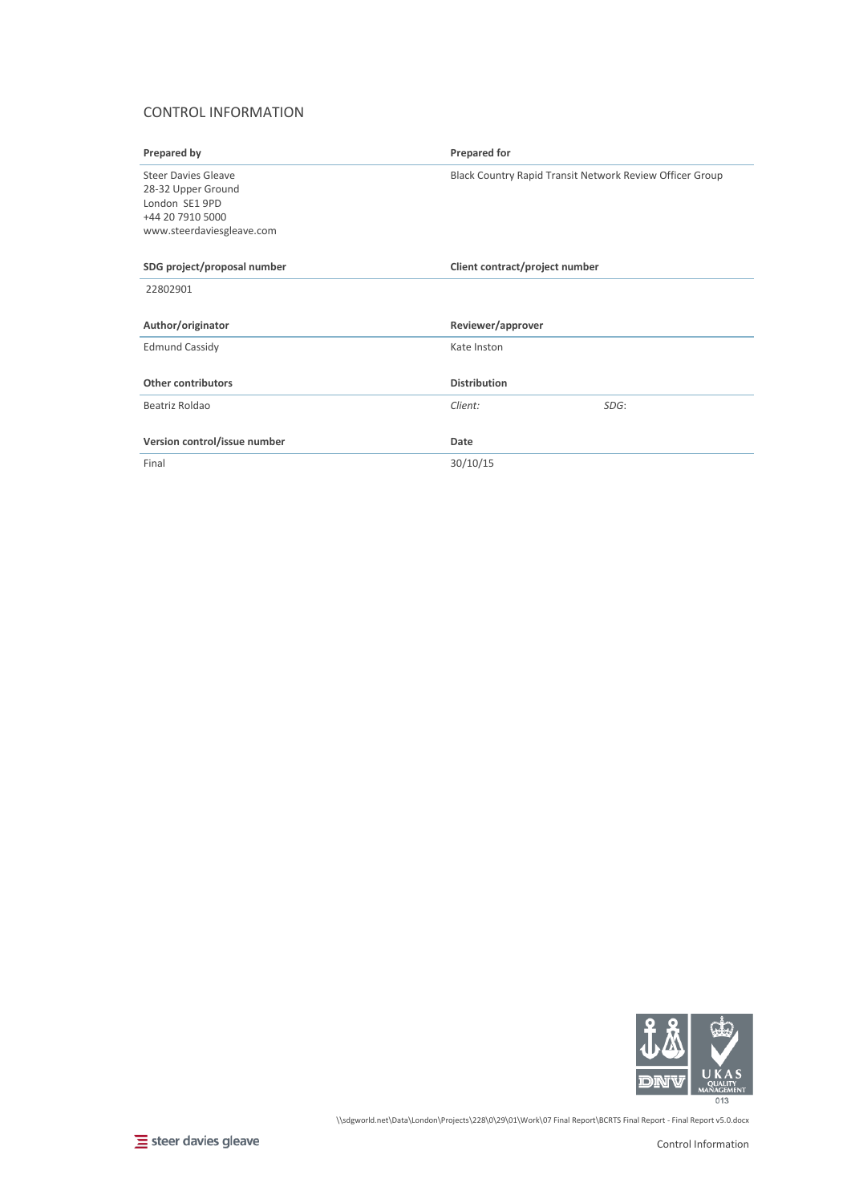## CONTROL INFORMATION

| Prepared by | Prepared for |
|---|---|
| Steer Davies Gleave<br>28-32 Upper Ground<br>London SE1 9PD<br>+44 20 7910 5000<br>www.steerdaviesgleave.com | Black Country Rapid Transit Network Review Officer Group |

| SDG project/proposal number | Client contract/project number |
|---|---|
| 22802901 | |

| Author/originator | Reviewer/approver |
|---|---|
| Edmund Cassidy | Kate Inston |

| Other contributors | Distribution | |
|---|---|---|
| Beatriz Roldao | *Client:* | *SDG*: |

| Version control/issue number | Date |
|---|---|
| Final | 30/10/15 |

\\sdgworld.net\Data\London\Projects\228\0\29\01\Work\07 Final Report\BCRTS Final Report - Final Report v5.0.docx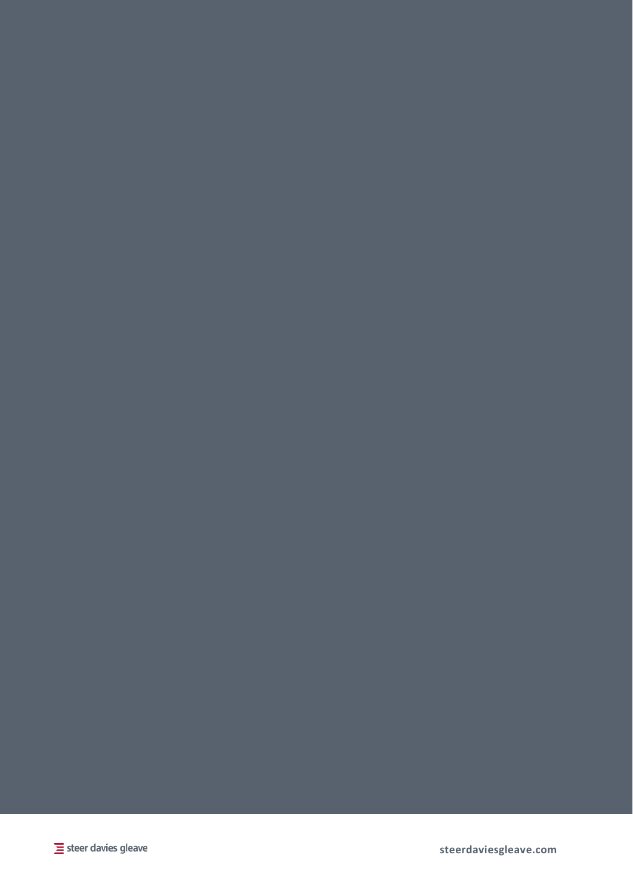steer davies gleave

steerdaviesgleave.com